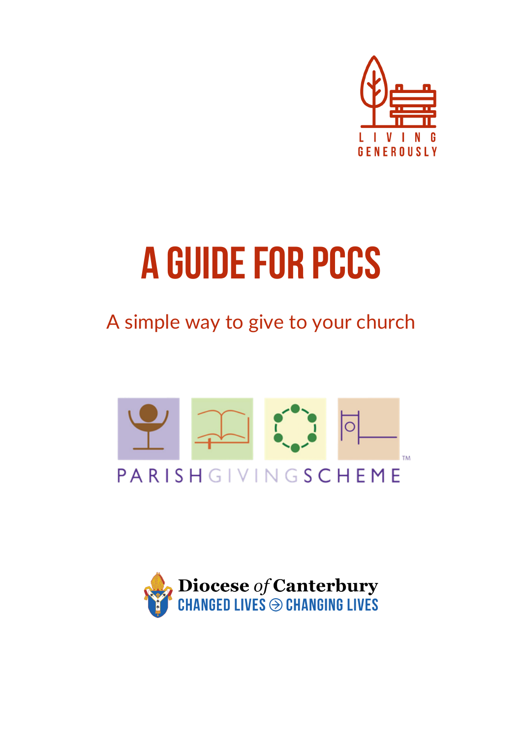LIVING GENEROUSLY

# A GUIDE FOR PCCS

A simple way to give to your church

PARISH GIVING SCHEME™

Diocese *of* Canterbury
CHANGED LIVES → CHANGING LIVES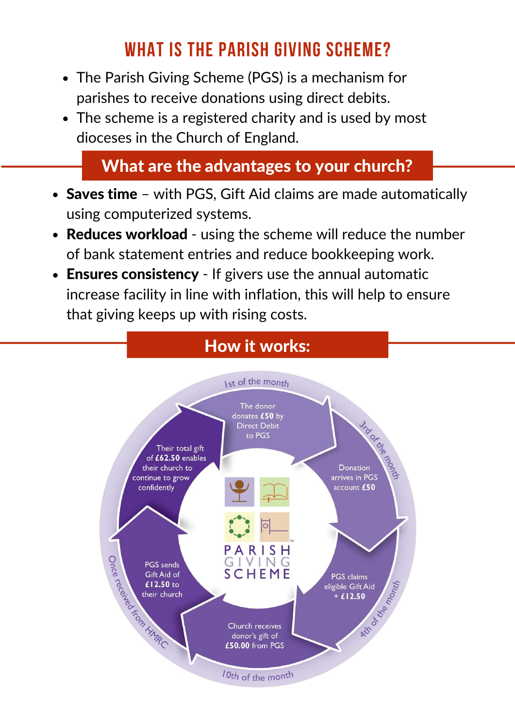# WHAT IS THE PARISH GIVING SCHEME?

- The Parish Giving Scheme (PGS) is a mechanism for parishes to receive donations using direct debits.
- The scheme is a registered charity and is used by most dioceses in the Church of England.

## What are the advantages to your church?

- **Saves time** – with PGS, Gift Aid claims are made automatically using computerized systems.
- **Reduces workload** - using the scheme will reduce the number of bank statement entries and reduce bookkeeping work.
- **Ensures consistency** - If givers use the annual automatic increase facility in line with inflation, this will help to ensure that giving keeps up with rising costs.

## How it works:

1st of the month

The donor donates **£50** by Direct Debit to PGS

3rd of the month

Donation arrives in PGS account **£50**

4th of the month

PGS claims eligible Gift Aid + **£12.50**

10th of the month

Church receives donor's gift of **£50.00** from PGS

Once received from HMRC

PGS sends Gift Aid of **£12.50** to their church

Their total gift of **£62.50** enables their church to continue to grow confidently

PARISH GIVING SCHEME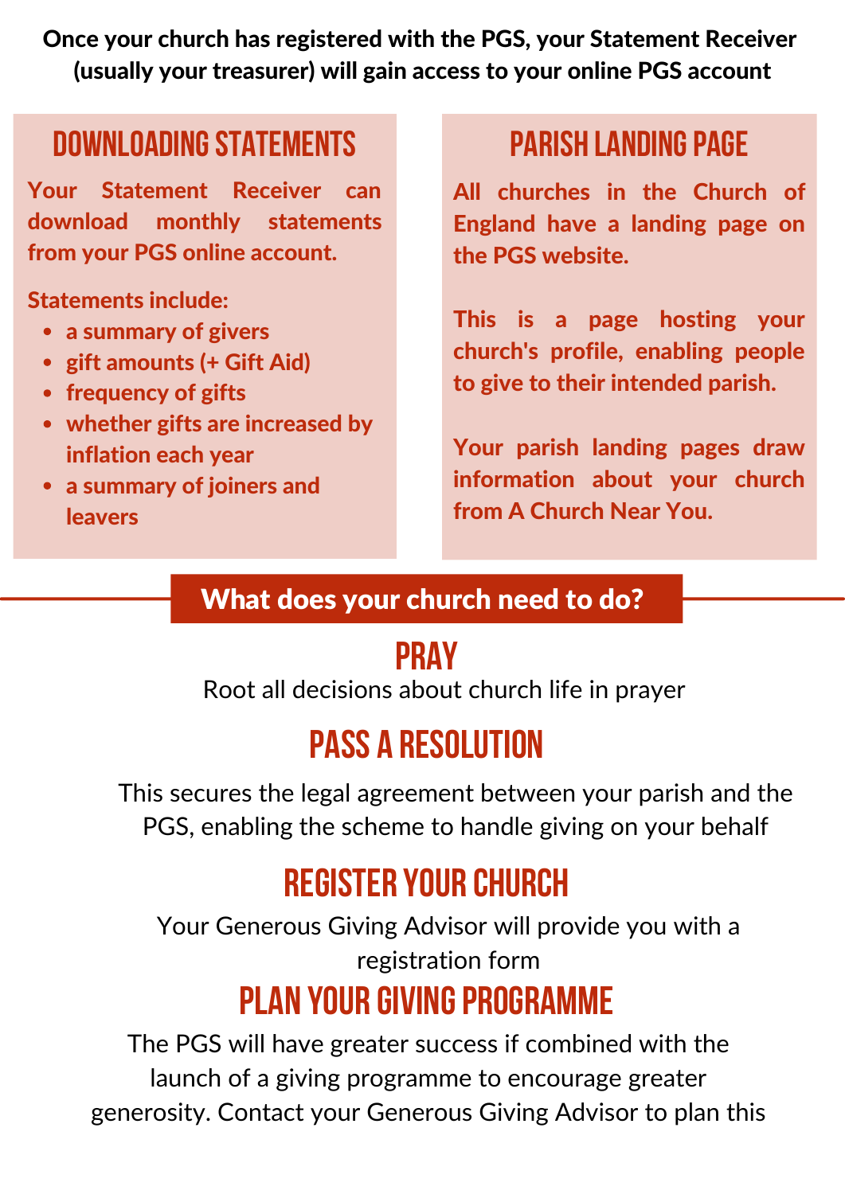**Once your church has registered with the PGS, your Statement Receiver (usually your treasurer) will gain access to your online PGS account**

## DOWNLOADING STATEMENTS

**Your Statement Receiver can download monthly statements from your PGS online account.**

**Statements include:**

- **a summary of givers**
- **gift amounts (+ Gift Aid)**
- **frequency of gifts**
- **whether gifts are increased by inflation each year**
- **a summary of joiners and leavers**

## PARISH LANDING PAGE

**All churches in the Church of England have a landing page on the PGS website.**

**This is a page hosting your church's profile, enabling people to give to their intended parish.**

**Your parish landing pages draw information about your church from A Church Near You.**

## What does your church need to do?

### PRAY

Root all decisions about church life in prayer

### PASS A RESOLUTION

This secures the legal agreement between your parish and the PGS, enabling the scheme to handle giving on your behalf

### REGISTER YOUR CHURCH

Your Generous Giving Advisor will provide you with a registration form

### PLAN YOUR GIVING PROGRAMME

The PGS will have greater success if combined with the launch of a giving programme to encourage greater generosity. Contact your Generous Giving Advisor to plan this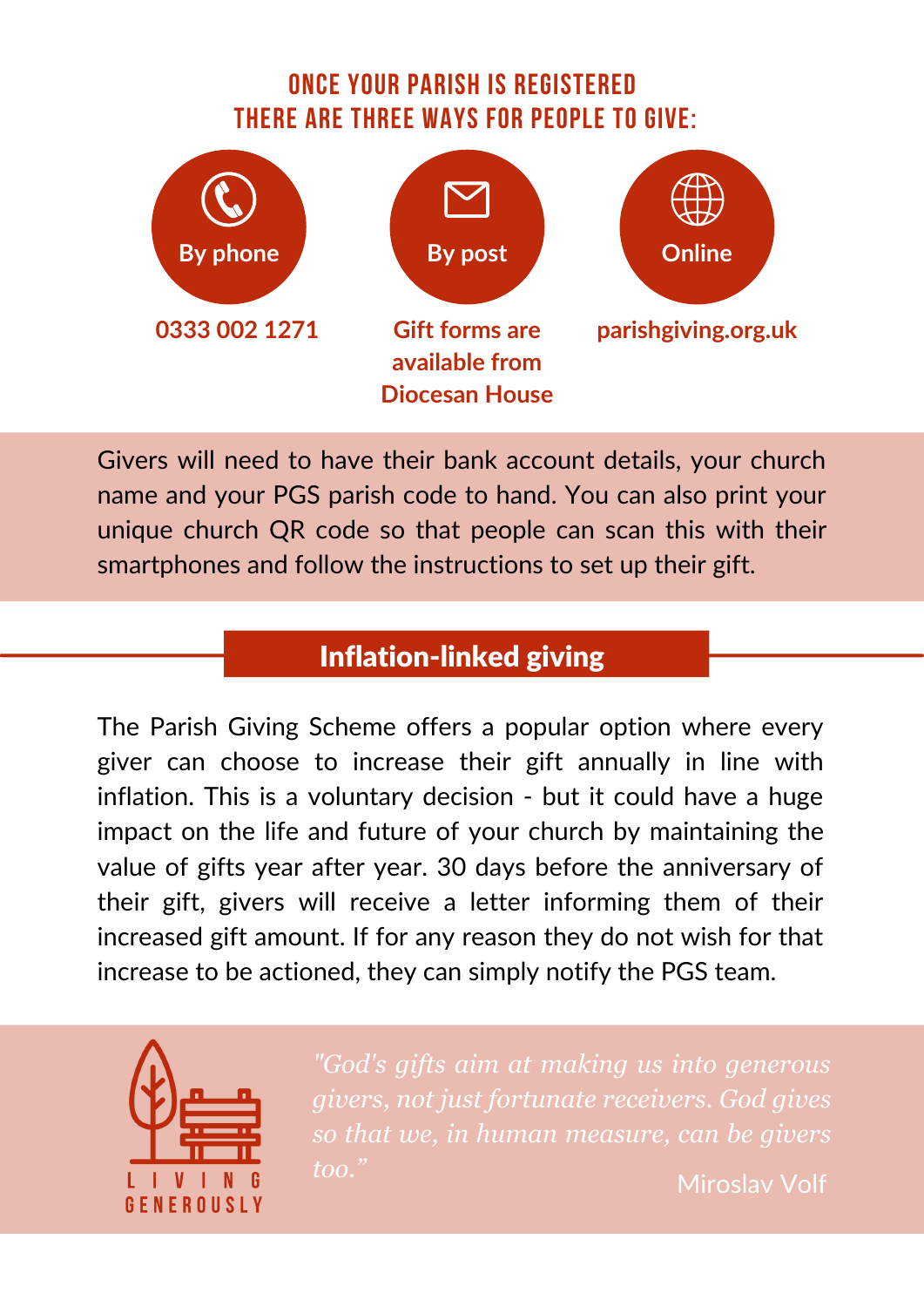## ONCE YOUR PARISH IS REGISTERED THERE ARE THREE WAYS FOR PEOPLE TO GIVE:

**By phone**
0333 002 1271

**By post**
Gift forms are available from Diocesan House

**Online**
parishgiving.org.uk

Givers will need to have their bank account details, your church name and your PGS parish code to hand. You can also print your unique church QR code so that people can scan this with their smartphones and follow the instructions to set up their gift.

## Inflation-linked giving

The Parish Giving Scheme offers a popular option where every giver can choose to increase their gift annually in line with inflation. This is a voluntary decision - but it could have a huge impact on the life and future of your church by maintaining the value of gifts year after year. 30 days before the anniversary of their gift, givers will receive a letter informing them of their increased gift amount. If for any reason they do not wish for that increase to be actioned, they can simply notify the PGS team.

LIVING GENEROUSLY

*"God's gifts aim at making us into generous givers, not just fortunate receivers. God gives so that we, in human measure, can be givers too."*

Miroslav Volf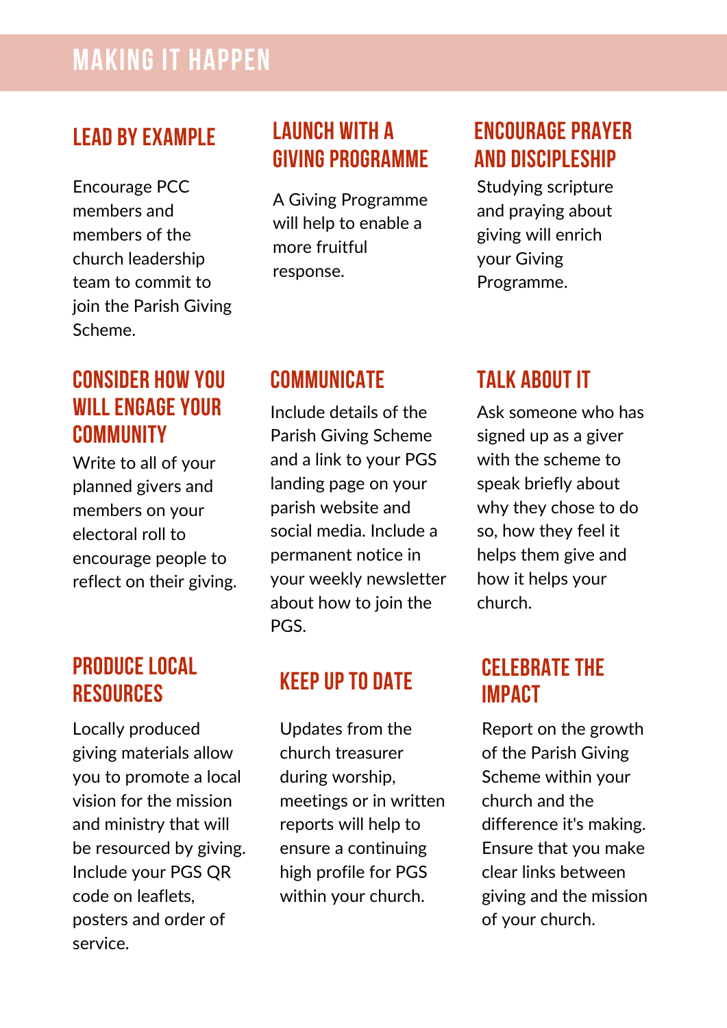# MAKING IT HAPPEN

## LEAD BY EXAMPLE

Encourage PCC members and members of the church leadership team to commit to join the Parish Giving Scheme.

## LAUNCH WITH A GIVING PROGRAMME

A Giving Programme will help to enable a more fruitful response.

## ENCOURAGE PRAYER AND DISCIPLESHIP

Studying scripture and praying about giving will enrich your Giving Programme.

## CONSIDER HOW YOU WILL ENGAGE YOUR COMMUNITY

Write to all of your planned givers and members on your electoral roll to encourage people to reflect on their giving.

## COMMUNICATE

Include details of the Parish Giving Scheme and a link to your PGS landing page on your parish website and social media. Include a permanent notice in your weekly newsletter about how to join the PGS.

## TALK ABOUT IT

Ask someone who has signed up as a giver with the scheme to speak briefly about why they chose to do so, how they feel it helps them give and how it helps your church.

## PRODUCE LOCAL RESOURCES

Locally produced giving materials allow you to promote a local vision for the mission and ministry that will be resourced by giving. Include your PGS QR code on leaflets, posters and order of service.

## KEEP UP TO DATE

Updates from the church treasurer during worship, meetings or in written reports will help to ensure a continuing high profile for PGS within your church.

## CELEBRATE THE IMPACT

Report on the growth of the Parish Giving Scheme within your church and the difference it's making. Ensure that you make clear links between giving and the mission of your church.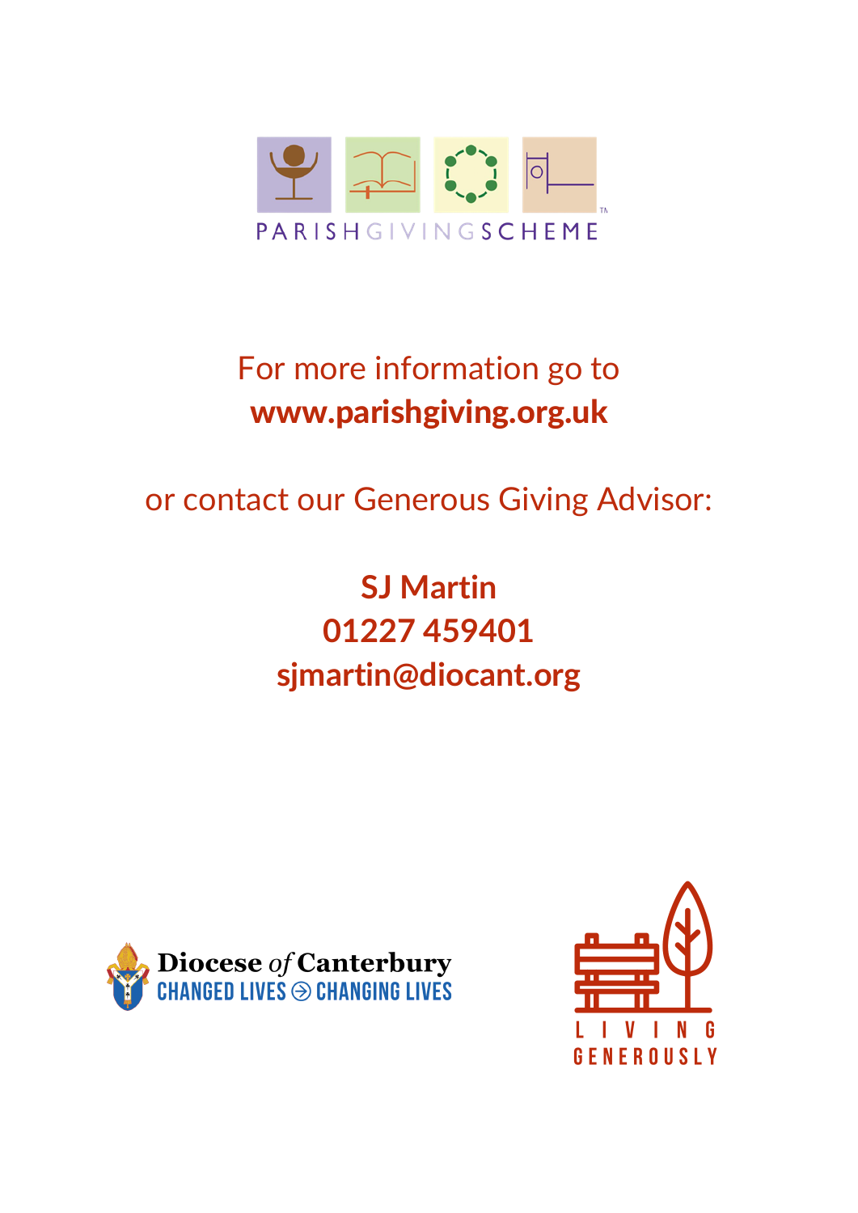PARISHGIVINGSCHEME

For more information go to
**www.parishgiving.org.uk**

or contact our Generous Giving Advisor:

**SJ Martin**
**01227 459401**
**sjmartin@diocant.org**

Diocese of Canterbury
CHANGED LIVES CHANGING LIVES

LIVING GENEROUSLY